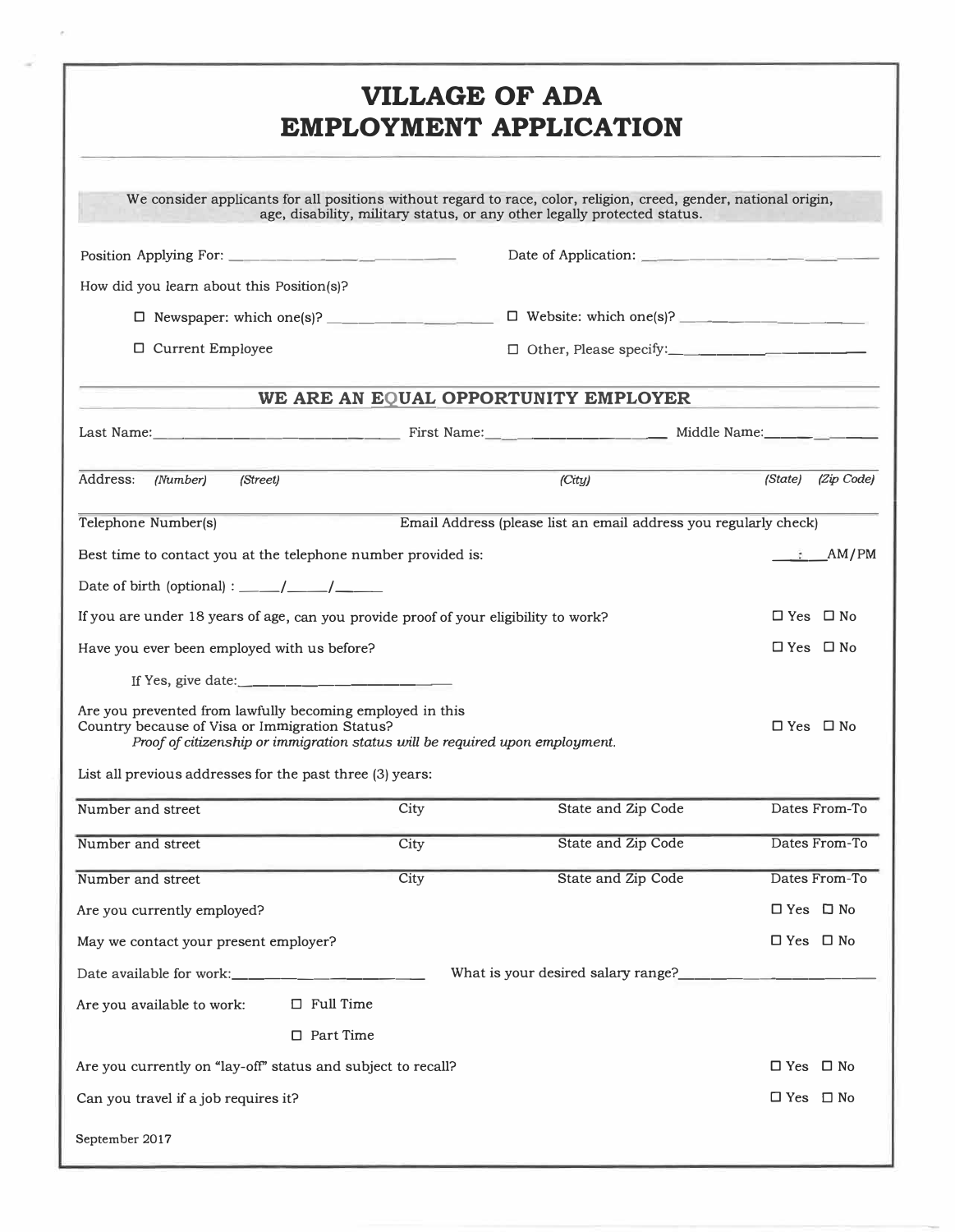# VILLAGE OF ADA
# EMPLOYMENT APPLICATION

We consider applicants for all positions without regard to race, color, religion, creed, gender, national origin, age, disability, military status, or any other legally protected status.

Position Applying For: ______________________ Date of Application: ______________________

How did you learn about this Position(s)?

☐ Newspaper: which one(s)? ______________________ ☐ Website: which one(s)? ______________________

☐ Current Employee ☐ Other, Please specify: ______________________

## WE ARE AN EQUAL OPPORTUNITY EMPLOYER

Last Name: ______________________ First Name: ______________________ Middle Name: ____________

Address: *(Number)* *(Street)* *(City)* *(State)* *(Zip Code)*

Telephone Number(s) Email Address (please list an email address you regularly check)

Best time to contact you at the telephone number provided is: ___:___ AM/PM

Date of birth (optional) : _____/_____/_____

If you are under 18 years of age, can you provide proof of your eligibility to work? ☐ Yes ☐ No

Have you ever been employed with us before? ☐ Yes ☐ No

If Yes, give date: ______________________

Are you prevented from lawfully becoming employed in this Country because of Visa or Immigration Status? ☐ Yes ☐ No
*Proof of citizenship or immigration status will be required upon employment.*

List all previous addresses for the past three (3) years:

| Number and street | City | State and Zip Code | Dates From-To |
|---|---|---|---|
| Number and street | City | State and Zip Code | Dates From-To |
| Number and street | City | State and Zip Code | Dates From-To |

Are you currently employed? ☐ Yes ☐ No

May we contact your present employer? ☐ Yes ☐ No

Date available for work: ______________________ What is your desired salary range? ______________________

Are you available to work: ☐ Full Time

☐ Part Time

Are you currently on "lay-off" status and subject to recall? ☐ Yes ☐ No

Can you travel if a job requires it? ☐ Yes ☐ No

September 2017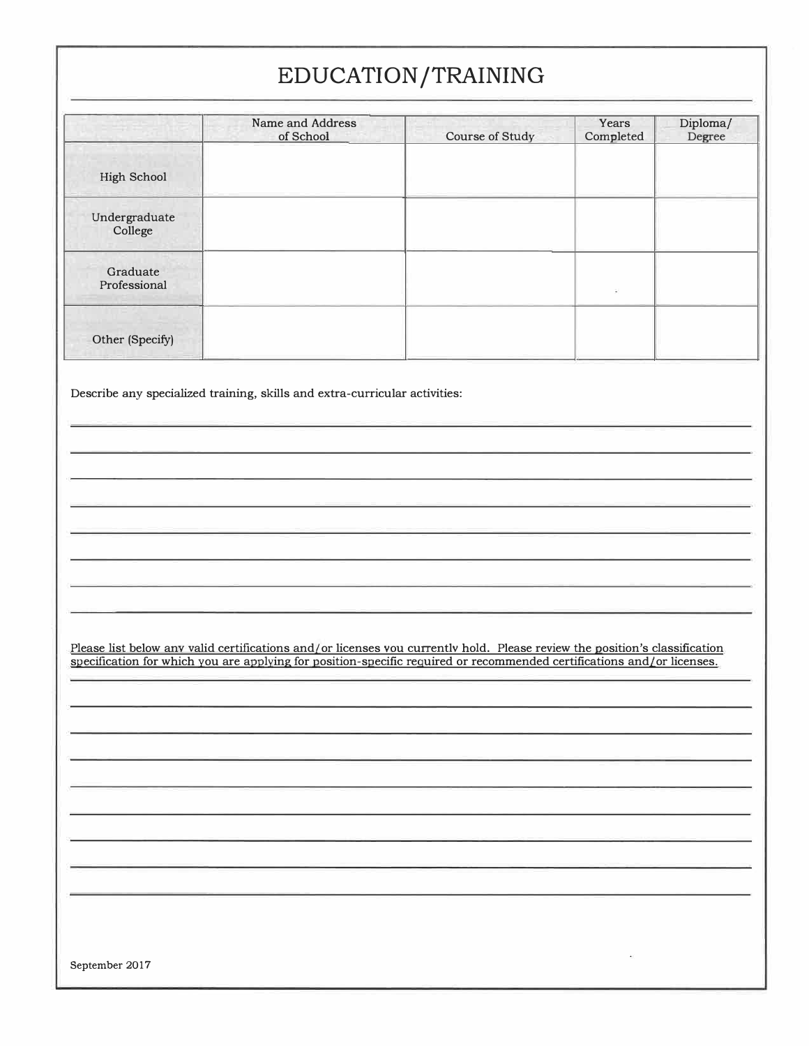# EDUCATION/TRAINING

| | Name and Address of School | Course of Study | Years Completed | Diploma/ Degree |
|---|---|---|---|---|
| High School | | | | |
| Undergraduate College | | | | |
| Graduate Professional | | | | |
| Other (Specify) | | | | |

Describe any specialized training, skills and extra-curricular activities:

Please list below any valid certifications and/or licenses you currently hold. Please review the position's classification specification for which you are applying for position-specific required or recommended certifications and/or licenses.

September 2017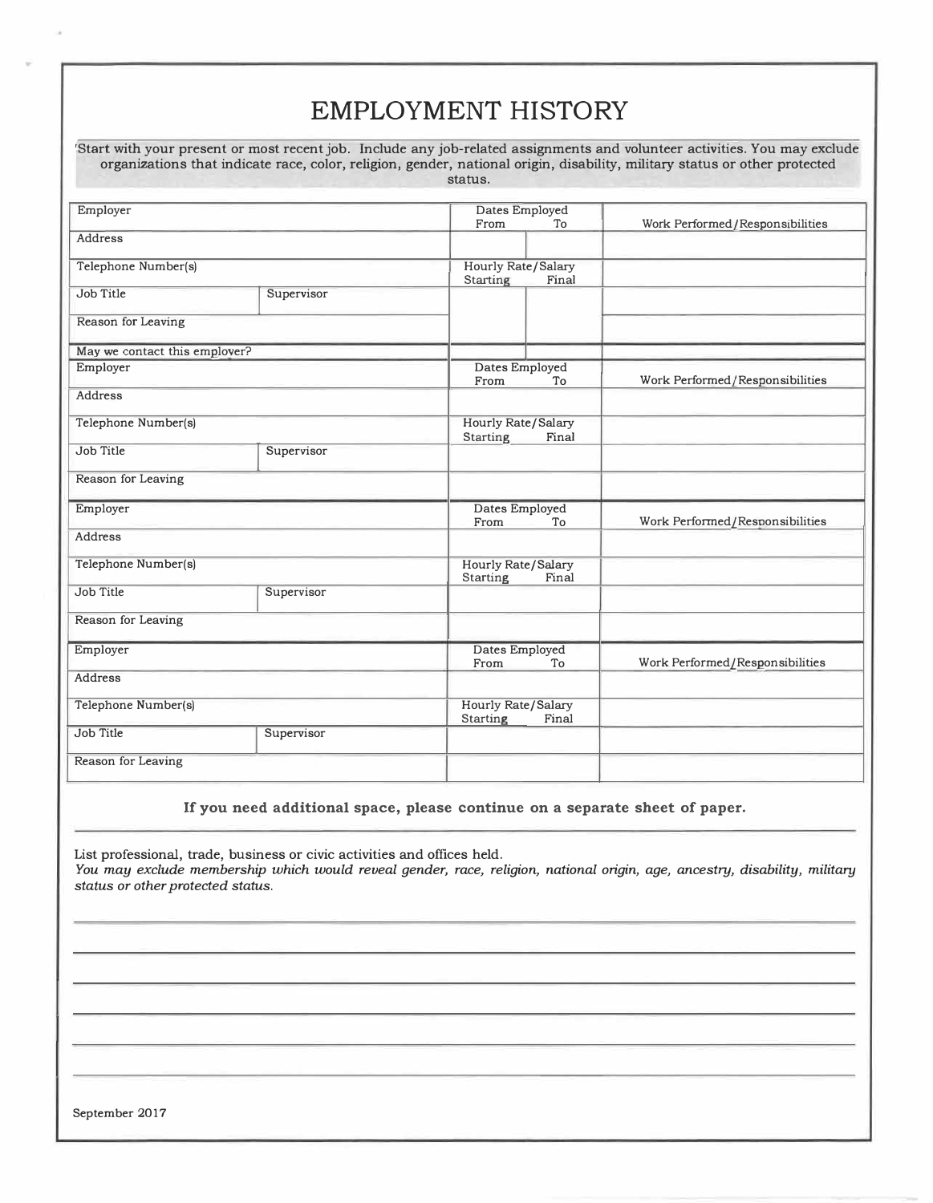# EMPLOYMENT HISTORY

Start with your present or most recent job. Include any job-related assignments and volunteer activities. You may exclude organizations that indicate race, color, religion, gender, national origin, disability, military status or other protected status.

| Employer | | Dates Employed From | To | Work Performed/Responsibilities |
|---|---|---|---|---|
| Address | | | | |
| Telephone Number(s) | | Hourly Rate/Salary Starting | Final | |
| Job Title | Supervisor | | | |
| Reason for Leaving | | | | |
| May we contact this employer? | | | | |

| Employer | | Dates Employed From | To | Work Performed/Responsibilities |
|---|---|---|---|---|
| Address | | | | |
| Telephone Number(s) | | Hourly Rate/Salary Starting | Final | |
| Job Title | Supervisor | | | |
| Reason for Leaving | | | | |

| Employer | | Dates Employed From | To | Work Performed/Responsibilities |
|---|---|---|---|---|
| Address | | | | |
| Telephone Number(s) | | Hourly Rate/Salary Starting | Final | |
| Job Title | Supervisor | | | |
| Reason for Leaving | | | | |

| Employer | | Dates Employed From | To | Work Performed/Responsibilities |
|---|---|---|---|---|
| Address | | | | |
| Telephone Number(s) | | Hourly Rate/Salary Starting | Final | |
| Job Title | Supervisor | | | |
| Reason for Leaving | | | | |

**If you need additional space, please continue on a separate sheet of paper.**

List professional, trade, business or civic activities and offices held.
*You may exclude membership which would reveal gender, race, religion, national origin, age, ancestry, disability, military status or other protected status.*

______________________________________________________________________

______________________________________________________________________

______________________________________________________________________

______________________________________________________________________

______________________________________________________________________

______________________________________________________________________

September 2017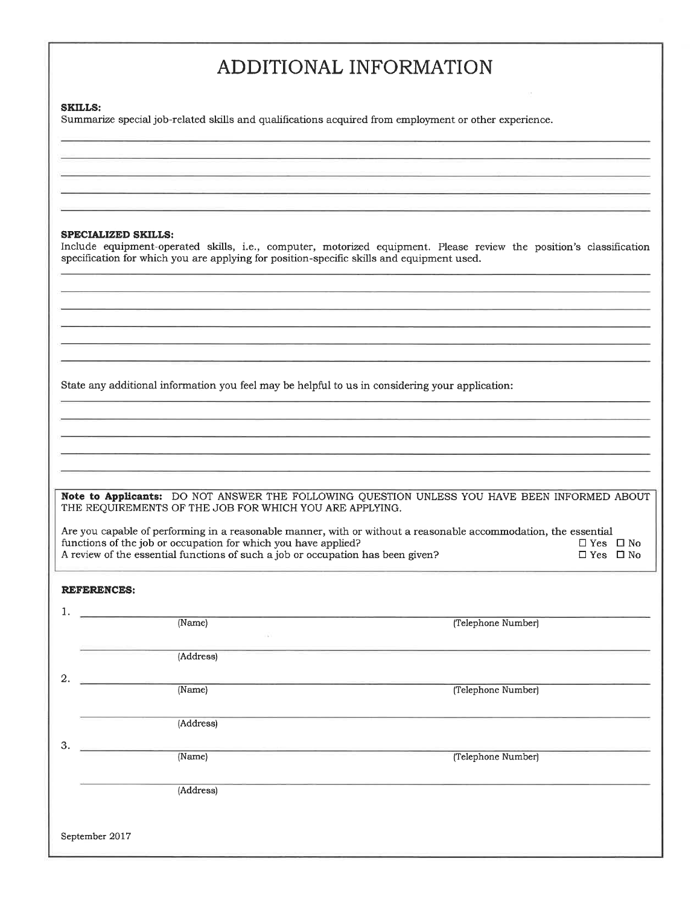# ADDITIONAL INFORMATION

**SKILLS:**
Summarize special job-related skills and qualifications acquired from employment or other experience.

______________________________________________________________________________

______________________________________________________________________________

______________________________________________________________________________

______________________________________________________________________________

______________________________________________________________________________

**SPECIALIZED SKILLS:**
Include equipment-operated skills, i.e., computer, motorized equipment. Please review the position's classification specification for which you are applying for position-specific skills and equipment used.

______________________________________________________________________________

______________________________________________________________________________

______________________________________________________________________________

______________________________________________________________________________

______________________________________________________________________________

______________________________________________________________________________

State any additional information you feel may be helpful to us in considering your application:

______________________________________________________________________________

______________________________________________________________________________

______________________________________________________________________________

______________________________________________________________________________

______________________________________________________________________________

**Note to Applicants:** DO NOT ANSWER THE FOLLOWING QUESTION UNLESS YOU HAVE BEEN INFORMED ABOUT THE REQUIREMENTS OF THE JOB FOR WHICH YOU ARE APPLYING.

Are you capable of performing in a reasonable manner, with or without a reasonable accommodation, the essential functions of the job or occupation for which you have applied? ☐ Yes ☐ No

A review of the essential functions of such a job or occupation has been given? ☐ Yes ☐ No

**REFERENCES:**

1. ______________________________________________________________________________
(Name) (Telephone Number)

______________________________________________________________________________
(Address)

2. ______________________________________________________________________________
(Name) (Telephone Number)

______________________________________________________________________________
(Address)

3. ______________________________________________________________________________
(Name) (Telephone Number)

______________________________________________________________________________
(Address)

September 2017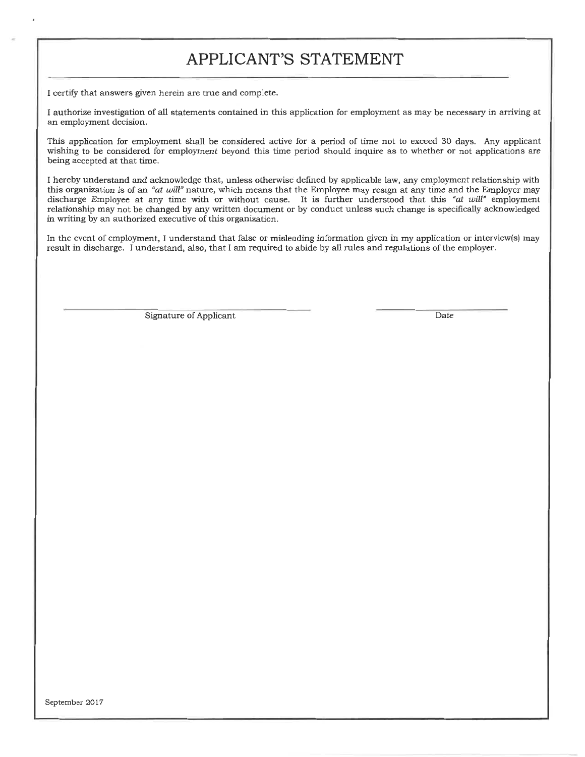# APPLICANT'S STATEMENT

I certify that answers given herein are true and complete.

I authorize investigation of all statements contained in this application for employment as may be necessary in arriving at an employment decision.

This application for employment shall be considered active for a period of time not to exceed 30 days. Any applicant wishing to be considered for employment beyond this time period should inquire as to whether or not applications are being accepted at that time.

I hereby understand and acknowledge that, unless otherwise defined by applicable law, any employment relationship with this organization is of an *"at will"* nature, which means that the Employee may resign at any time and the Employer may discharge Employee at any time with or without cause. It is further understood that this *"at will"* employment relationship may not be changed by any written document or by conduct unless such change is specifically acknowledged in writing by an authorized executive of this organization.

In the event of employment, I understand that false or misleading information given in my application or interview(s) may result in discharge. I understand, also, that I am required to abide by all rules and regulations of the employer.

\_\_\_\_\_\_\_\_\_\_\_\_\_\_\_\_\_\_\_\_\_\_\_\_\_\_\_\_\_\_\_\_\_\_\_\_\_\_\_\_
Signature of Applicant

\_\_\_\_\_\_\_\_\_\_\_\_\_\_\_\_\_\_\_\_
Date

September 2017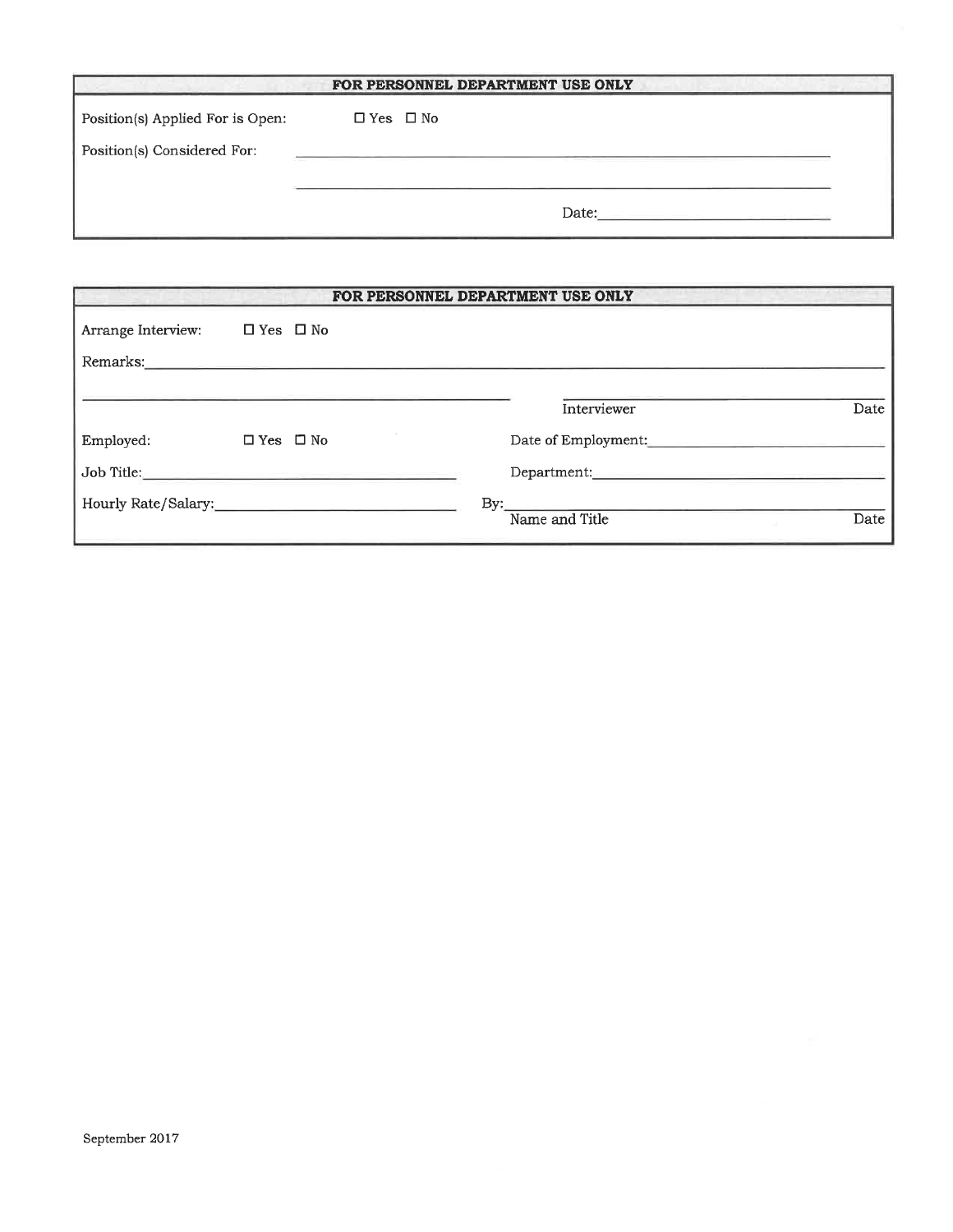## FOR PERSONNEL DEPARTMENT USE ONLY

Position(s) Applied For is Open: ☐ Yes ☐ No

Position(s) Considered For: ______________________________

______________________________

Date: ______________

## FOR PERSONNEL DEPARTMENT USE ONLY

Arrange Interview: ☐ Yes ☐ No

Remarks: ______________________________

______________________________ ______________________________
Interviewer Date

Employed: ☐ Yes ☐ No

Date of Employment: ______________

Job Title: ______________

Department: ______________

Hourly Rate/Salary: ______________

By: ______________________________
Name and Title Date

September 2017